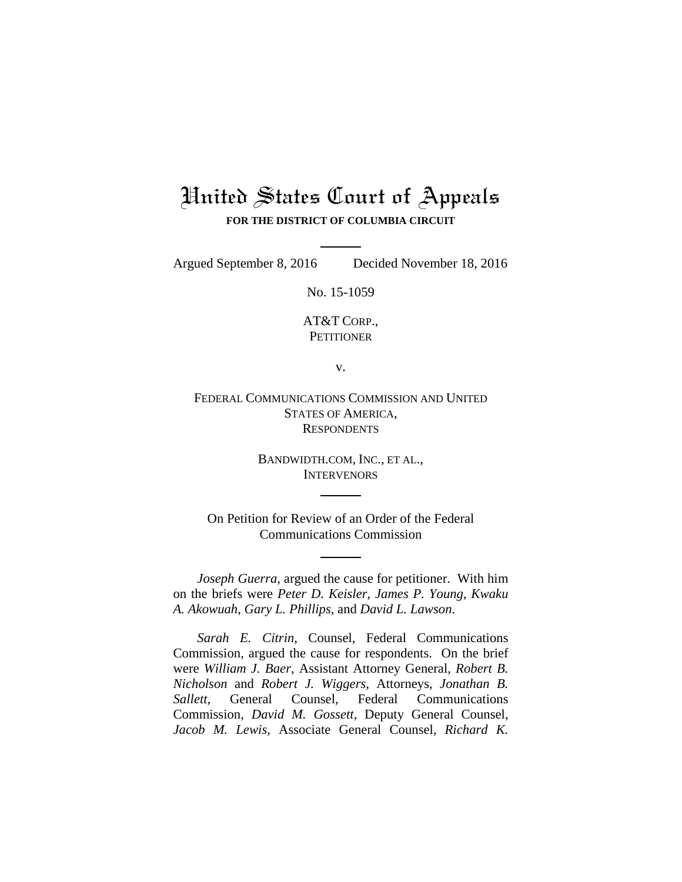# United States Court of Appeals

**FOR THE DISTRICT OF COLUMBIA CIRCUIT**

Argued September 8, 2016 Decided November 18, 2016

No. 15-1059

AT&T CORP.,
PETITIONER

v.

FEDERAL COMMUNICATIONS COMMISSION AND UNITED STATES OF AMERICA,
RESPONDENTS

BANDWIDTH.COM, INC., ET AL.,
INTERVENORS

On Petition for Review of an Order of the Federal Communications Commission

*Joseph Guerra*, argued the cause for petitioner. With him on the briefs were *Peter D. Keisler*, *James P. Young*, *Kwaku A. Akowuah*, *Gary L. Phillips*, and *David L. Lawson*.

*Sarah E. Citrin*, Counsel, Federal Communications Commission, argued the cause for respondents. On the brief were *William J. Baer*, Assistant Attorney General, *Robert B. Nicholson* and *Robert J. Wiggers*, Attorneys, *Jonathan B. Sallett*, General Counsel, Federal Communications Commission, *David M. Gossett*, Deputy General Counsel, *Jacob M. Lewis*, Associate General Counsel, *Richard K.*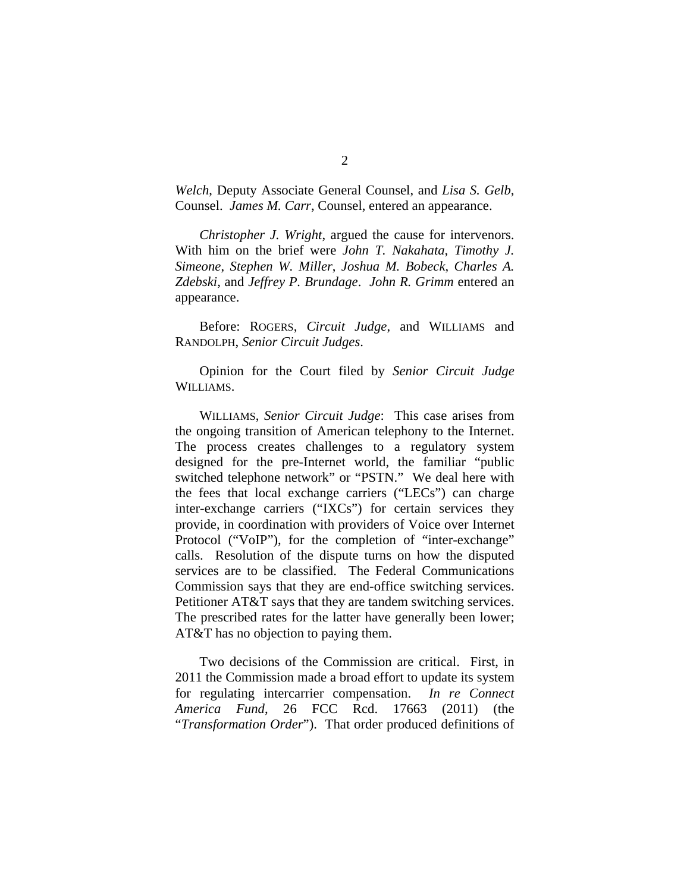*Welch*, Deputy Associate General Counsel, and *Lisa S. Gelb*, Counsel. *James M. Carr*, Counsel, entered an appearance.

*Christopher J. Wright*, argued the cause for intervenors. With him on the brief were *John T. Nakahata*, *Timothy J. Simeone*, *Stephen W. Miller*, *Joshua M. Bobeck*, *Charles A. Zdebski*, and *Jeffrey P. Brundage*. *John R. Grimm* entered an appearance.

Before: ROGERS, *Circuit Judge*, and WILLIAMS and RANDOLPH, *Senior Circuit Judges*.

Opinion for the Court filed by *Senior Circuit Judge* WILLIAMS.

WILLIAMS, *Senior Circuit Judge*: This case arises from the ongoing transition of American telephony to the Internet. The process creates challenges to a regulatory system designed for the pre-Internet world, the familiar "public switched telephone network" or "PSTN." We deal here with the fees that local exchange carriers ("LECs") can charge inter-exchange carriers ("IXCs") for certain services they provide, in coordination with providers of Voice over Internet Protocol ("VoIP"), for the completion of "inter-exchange" calls. Resolution of the dispute turns on how the disputed services are to be classified. The Federal Communications Commission says that they are end-office switching services. Petitioner AT&T says that they are tandem switching services. The prescribed rates for the latter have generally been lower; AT&T has no objection to paying them.

Two decisions of the Commission are critical. First, in 2011 the Commission made a broad effort to update its system for regulating intercarrier compensation. *In re Connect America Fund*, 26 FCC Rcd. 17663 (2011) (the "*Transformation Order*"). That order produced definitions of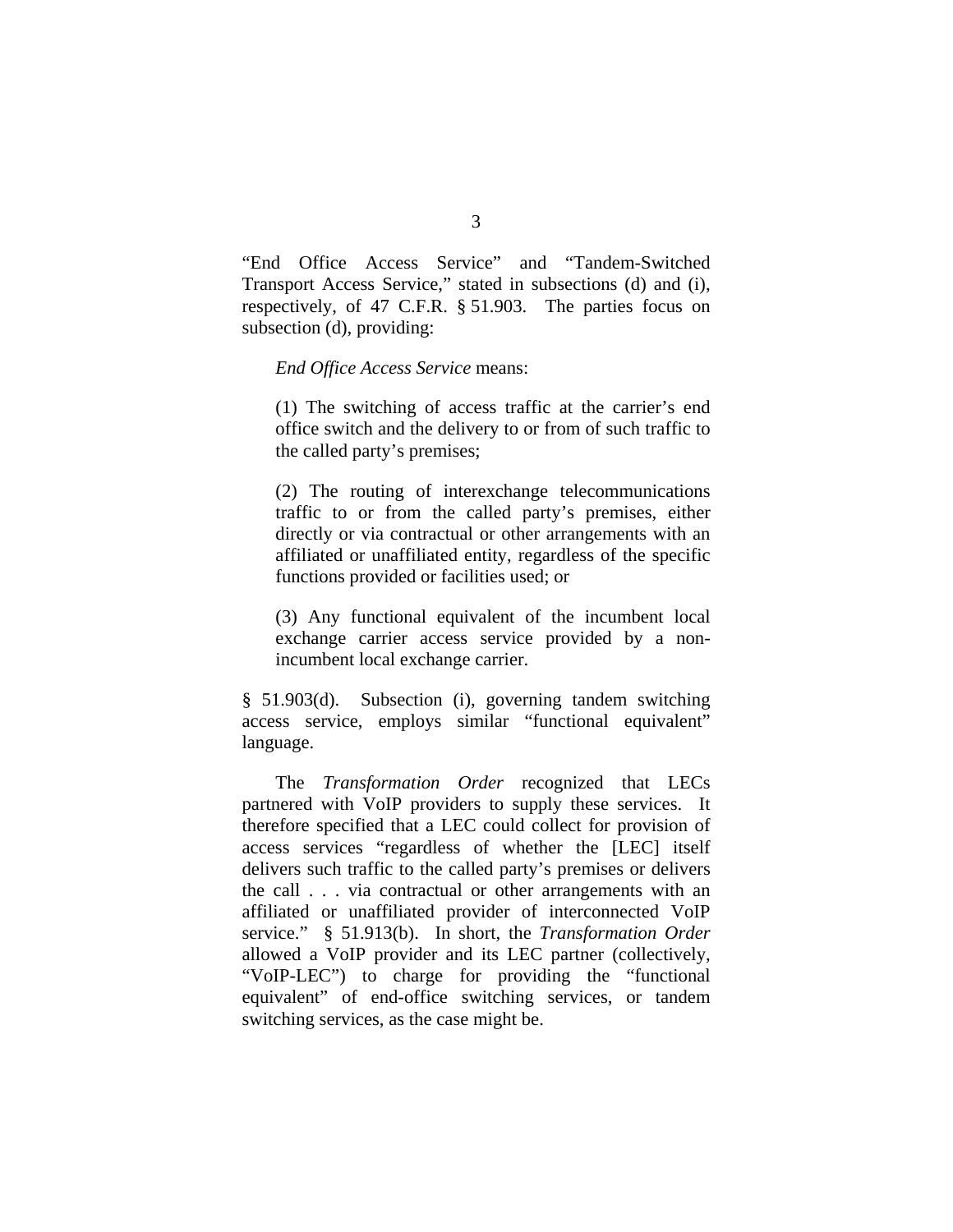"End Office Access Service" and "Tandem-Switched Transport Access Service," stated in subsections (d) and (i), respectively, of 47 C.F.R. § 51.903. The parties focus on subsection (d), providing:

> *End Office Access Service* means:
>
> (1) The switching of access traffic at the carrier's end office switch and the delivery to or from of such traffic to the called party's premises;
>
> (2) The routing of interexchange telecommunications traffic to or from the called party's premises, either directly or via contractual or other arrangements with an affiliated or unaffiliated entity, regardless of the specific functions provided or facilities used; or
>
> (3) Any functional equivalent of the incumbent local exchange carrier access service provided by a non-incumbent local exchange carrier.

§ 51.903(d). Subsection (i), governing tandem switching access service, employs similar "functional equivalent" language.

The *Transformation Order* recognized that LECs partnered with VoIP providers to supply these services. It therefore specified that a LEC could collect for provision of access services "regardless of whether the [LEC] itself delivers such traffic to the called party's premises or delivers the call . . . via contractual or other arrangements with an affiliated or unaffiliated provider of interconnected VoIP service." § 51.913(b). In short, the *Transformation Order* allowed a VoIP provider and its LEC partner (collectively, "VoIP-LEC") to charge for providing the "functional equivalent" of end-office switching services, or tandem switching services, as the case might be.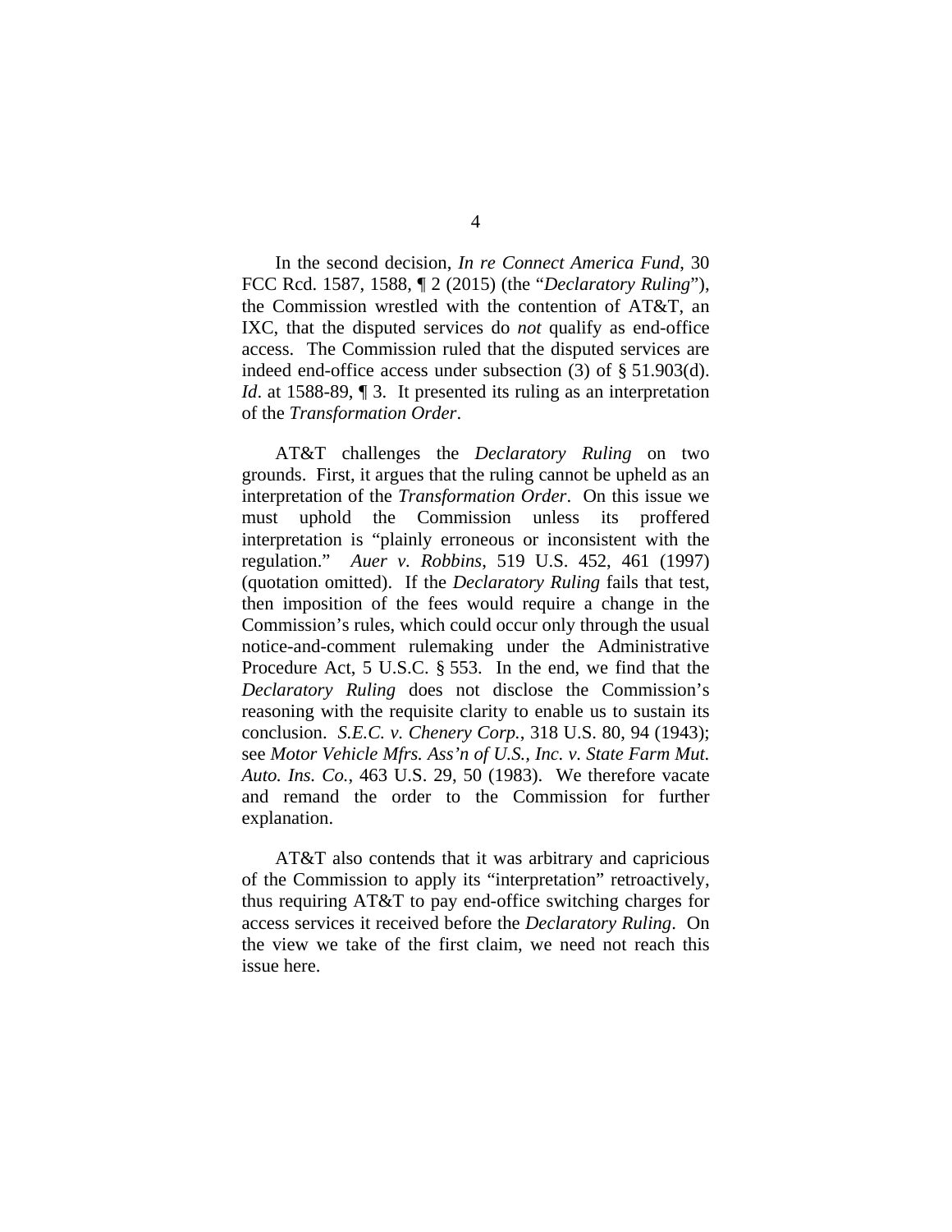In the second decision, *In re Connect America Fund*, 30 FCC Rcd. 1587, 1588, ¶ 2 (2015) (the "*Declaratory Ruling*"), the Commission wrestled with the contention of AT&T, an IXC, that the disputed services do *not* qualify as end-office access. The Commission ruled that the disputed services are indeed end-office access under subsection (3) of § 51.903(d). *Id*. at 1588-89, ¶ 3. It presented its ruling as an interpretation of the *Transformation Order*.

AT&T challenges the *Declaratory Ruling* on two grounds. First, it argues that the ruling cannot be upheld as an interpretation of the *Transformation Order*. On this issue we must uphold the Commission unless its proffered interpretation is "plainly erroneous or inconsistent with the regulation." *Auer v. Robbins*, 519 U.S. 452, 461 (1997) (quotation omitted). If the *Declaratory Ruling* fails that test, then imposition of the fees would require a change in the Commission's rules, which could occur only through the usual notice-and-comment rulemaking under the Administrative Procedure Act, 5 U.S.C. § 553. In the end, we find that the *Declaratory Ruling* does not disclose the Commission's reasoning with the requisite clarity to enable us to sustain its conclusion. *S.E.C. v. Chenery Corp.*, 318 U.S. 80, 94 (1943); see *Motor Vehicle Mfrs. Ass'n of U.S., Inc. v. State Farm Mut. Auto. Ins. Co.*, 463 U.S. 29, 50 (1983). We therefore vacate and remand the order to the Commission for further explanation.

AT&T also contends that it was arbitrary and capricious of the Commission to apply its "interpretation" retroactively, thus requiring AT&T to pay end-office switching charges for access services it received before the *Declaratory Ruling*. On the view we take of the first claim, we need not reach this issue here.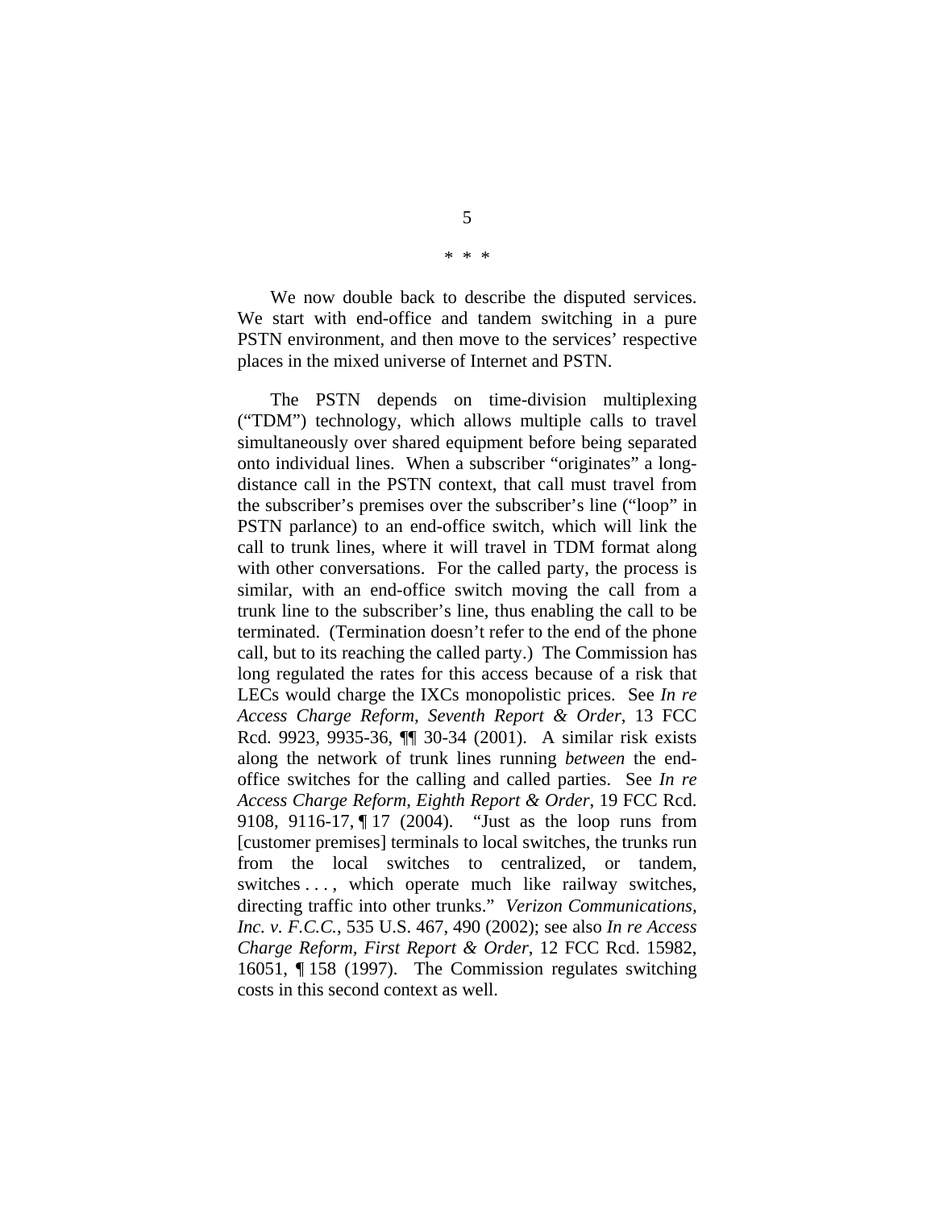\* \* \*

We now double back to describe the disputed services. We start with end-office and tandem switching in a pure PSTN environment, and then move to the services' respective places in the mixed universe of Internet and PSTN.

The PSTN depends on time-division multiplexing ("TDM") technology, which allows multiple calls to travel simultaneously over shared equipment before being separated onto individual lines. When a subscriber "originates" a long-distance call in the PSTN context, that call must travel from the subscriber's premises over the subscriber's line ("loop" in PSTN parlance) to an end-office switch, which will link the call to trunk lines, where it will travel in TDM format along with other conversations. For the called party, the process is similar, with an end-office switch moving the call from a trunk line to the subscriber's line, thus enabling the call to be terminated. (Termination doesn't refer to the end of the phone call, but to its reaching the called party.) The Commission has long regulated the rates for this access because of a risk that LECs would charge the IXCs monopolistic prices. See *In re Access Charge Reform, Seventh Report & Order*, 13 FCC Rcd. 9923, 9935-36, ¶¶ 30-34 (2001). A similar risk exists along the network of trunk lines running *between* the end-office switches for the calling and called parties. See *In re Access Charge Reform, Eighth Report & Order*, 19 FCC Rcd. 9108, 9116-17, ¶ 17 (2004). "Just as the loop runs from [customer premises] terminals to local switches, the trunks run from the local switches to centralized, or tandem, switches . . . , which operate much like railway switches, directing traffic into other trunks." *Verizon Communications, Inc. v. F.C.C.*, 535 U.S. 467, 490 (2002); see also *In re Access Charge Reform, First Report & Order*, 12 FCC Rcd. 15982, 16051, ¶ 158 (1997). The Commission regulates switching costs in this second context as well.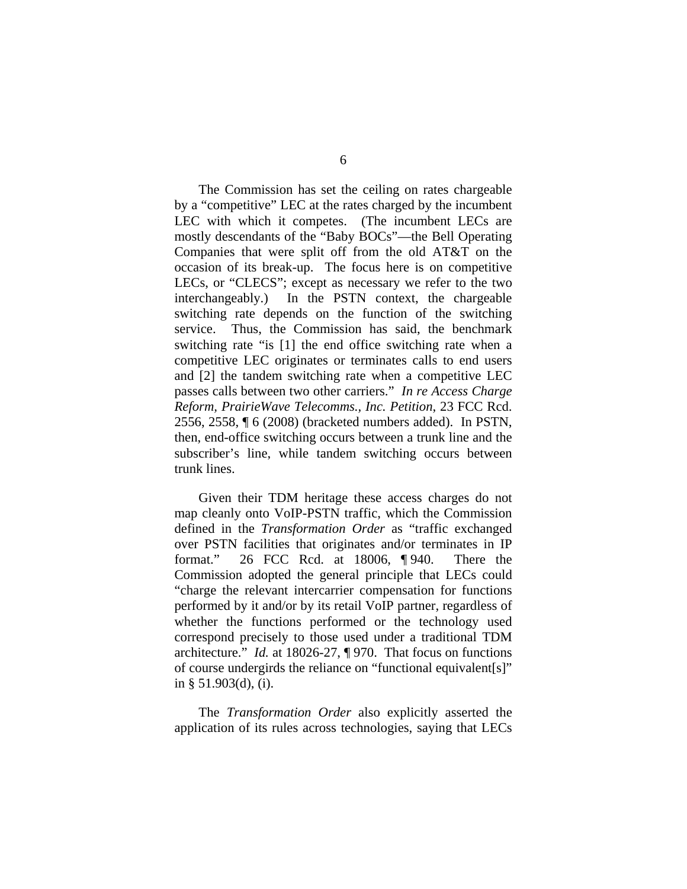The Commission has set the ceiling on rates chargeable by a "competitive" LEC at the rates charged by the incumbent LEC with which it competes. (The incumbent LECs are mostly descendants of the "Baby BOCs"—the Bell Operating Companies that were split off from the old AT&T on the occasion of its break-up. The focus here is on competitive LECs, or "CLECS"; except as necessary we refer to the two interchangeably.) In the PSTN context, the chargeable switching rate depends on the function of the switching service. Thus, the Commission has said, the benchmark switching rate "is [1] the end office switching rate when a competitive LEC originates or terminates calls to end users and [2] the tandem switching rate when a competitive LEC passes calls between two other carriers." *In re Access Charge Reform, PrairieWave Telecomms., Inc. Petition*, 23 FCC Rcd. 2556, 2558, ¶ 6 (2008) (bracketed numbers added). In PSTN, then, end-office switching occurs between a trunk line and the subscriber's line, while tandem switching occurs between trunk lines.

Given their TDM heritage these access charges do not map cleanly onto VoIP-PSTN traffic, which the Commission defined in the *Transformation Order* as "traffic exchanged over PSTN facilities that originates and/or terminates in IP format." 26 FCC Rcd. at 18006, ¶ 940. There the Commission adopted the general principle that LECs could "charge the relevant intercarrier compensation for functions performed by it and/or by its retail VoIP partner, regardless of whether the functions performed or the technology used correspond precisely to those used under a traditional TDM architecture." *Id.* at 18026-27, ¶ 970. That focus on functions of course undergirds the reliance on "functional equivalent[s]" in § 51.903(d), (i).

The *Transformation Order* also explicitly asserted the application of its rules across technologies, saying that LECs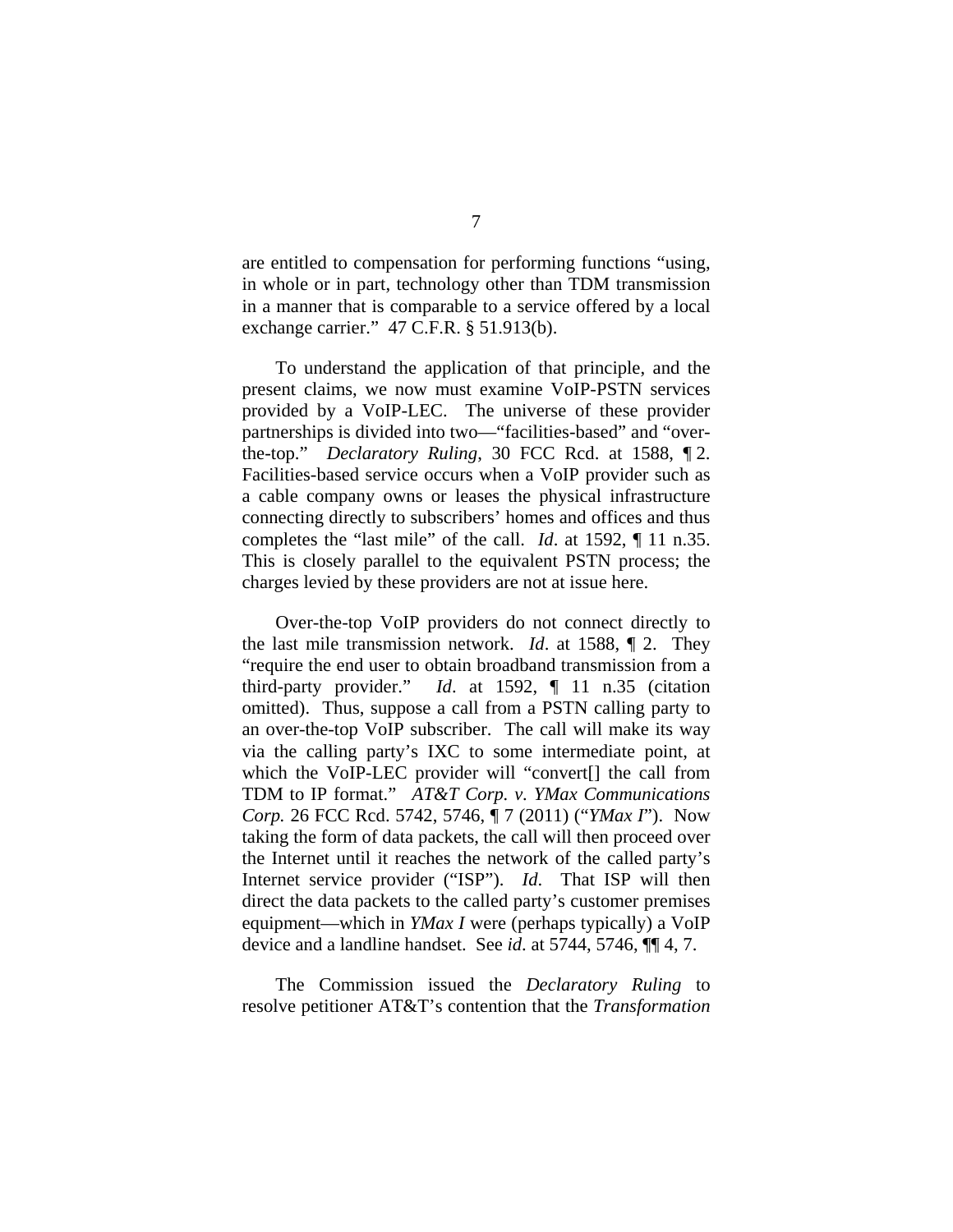are entitled to compensation for performing functions "using, in whole or in part, technology other than TDM transmission in a manner that is comparable to a service offered by a local exchange carrier." 47 C.F.R. § 51.913(b).

To understand the application of that principle, and the present claims, we now must examine VoIP-PSTN services provided by a VoIP-LEC. The universe of these provider partnerships is divided into two—"facilities-based" and "over-the-top." *Declaratory Ruling*, 30 FCC Rcd. at 1588, ¶ 2. Facilities-based service occurs when a VoIP provider such as a cable company owns or leases the physical infrastructure connecting directly to subscribers' homes and offices and thus completes the "last mile" of the call. *Id*. at 1592, ¶ 11 n.35. This is closely parallel to the equivalent PSTN process; the charges levied by these providers are not at issue here.

Over-the-top VoIP providers do not connect directly to the last mile transmission network. *Id*. at 1588, ¶ 2. They "require the end user to obtain broadband transmission from a third-party provider." *Id*. at 1592, ¶ 11 n.35 (citation omitted). Thus, suppose a call from a PSTN calling party to an over-the-top VoIP subscriber. The call will make its way via the calling party's IXC to some intermediate point, at which the VoIP-LEC provider will "convert[] the call from TDM to IP format." *AT&T Corp. v. YMax Communications Corp.* 26 FCC Rcd. 5742, 5746, ¶ 7 (2011) ("*YMax I*"). Now taking the form of data packets, the call will then proceed over the Internet until it reaches the network of the called party's Internet service provider ("ISP"). *Id*. That ISP will then direct the data packets to the called party's customer premises equipment—which in *YMax I* were (perhaps typically) a VoIP device and a landline handset. See *id*. at 5744, 5746, ¶¶ 4, 7.

The Commission issued the *Declaratory Ruling* to resolve petitioner AT&T's contention that the *Transformation*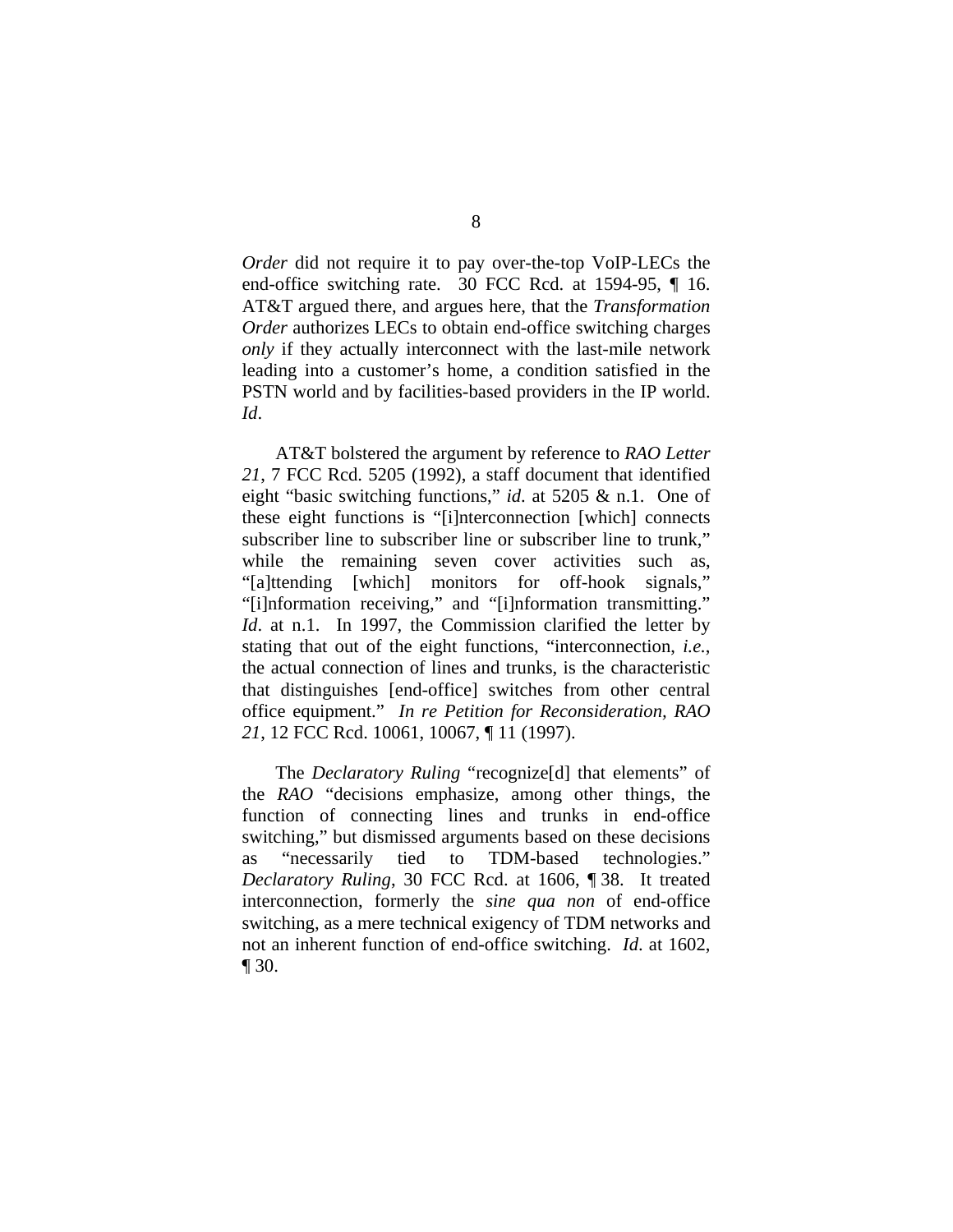*Order* did not require it to pay over-the-top VoIP-LECs the end-office switching rate. 30 FCC Rcd. at 1594-95, ¶ 16. AT&T argued there, and argues here, that the *Transformation Order* authorizes LECs to obtain end-office switching charges *only* if they actually interconnect with the last-mile network leading into a customer's home, a condition satisfied in the PSTN world and by facilities-based providers in the IP world. *Id*.

AT&T bolstered the argument by reference to *RAO Letter 21*, 7 FCC Rcd. 5205 (1992), a staff document that identified eight "basic switching functions," *id*. at 5205 & n.1. One of these eight functions is "[i]nterconnection [which] connects subscriber line to subscriber line or subscriber line to trunk," while the remaining seven cover activities such as, "[a]ttending [which] monitors for off-hook signals," "[i]nformation receiving," and "[i]nformation transmitting." *Id*. at n.1. In 1997, the Commission clarified the letter by stating that out of the eight functions, "interconnection, *i.e.*, the actual connection of lines and trunks, is the characteristic that distinguishes [end-office] switches from other central office equipment." *In re Petition for Reconsideration, RAO 21*, 12 FCC Rcd. 10061, 10067, ¶ 11 (1997).

The *Declaratory Ruling* "recognize[d] that elements" of the *RAO* "decisions emphasize, among other things, the function of connecting lines and trunks in end-office switching," but dismissed arguments based on these decisions as "necessarily tied to TDM-based technologies." *Declaratory Ruling*, 30 FCC Rcd. at 1606, ¶ 38. It treated interconnection, formerly the *sine qua non* of end-office switching, as a mere technical exigency of TDM networks and not an inherent function of end-office switching. *Id*. at 1602, ¶ 30.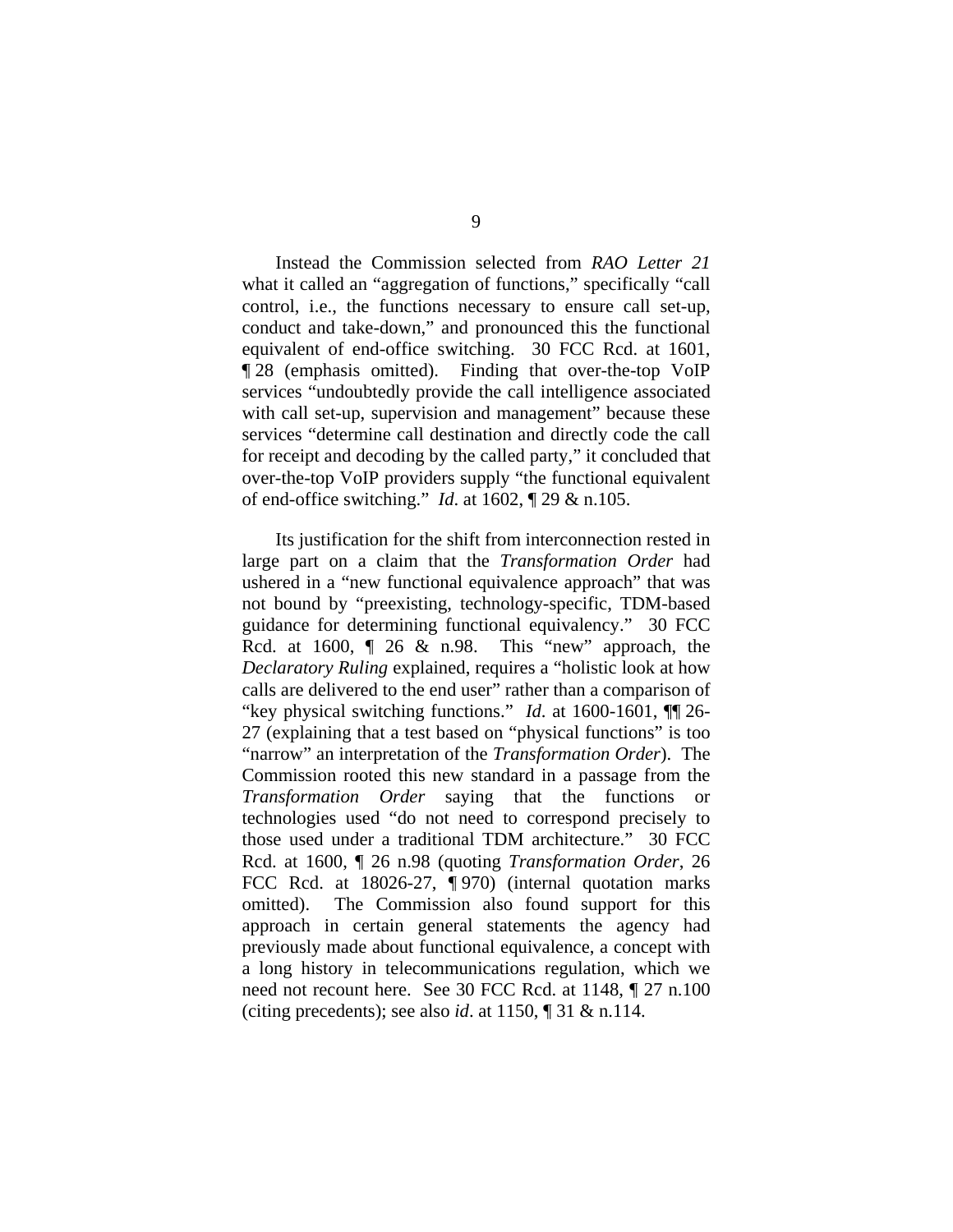Instead the Commission selected from *RAO Letter 21* what it called an "aggregation of functions," specifically "call control, i.e., the functions necessary to ensure call set-up, conduct and take-down," and pronounced this the functional equivalent of end-office switching. 30 FCC Rcd. at 1601, ¶ 28 (emphasis omitted). Finding that over-the-top VoIP services "undoubtedly provide the call intelligence associated with call set-up, supervision and management" because these services "determine call destination and directly code the call for receipt and decoding by the called party," it concluded that over-the-top VoIP providers supply "the functional equivalent of end-office switching." *Id*. at 1602, ¶ 29 & n.105.

Its justification for the shift from interconnection rested in large part on a claim that the *Transformation Order* had ushered in a "new functional equivalence approach" that was not bound by "preexisting, technology-specific, TDM-based guidance for determining functional equivalency." 30 FCC Rcd. at 1600, ¶ 26 & n.98. This "new" approach, the *Declaratory Ruling* explained, requires a "holistic look at how calls are delivered to the end user" rather than a comparison of "key physical switching functions." *Id*. at 1600-1601, ¶¶ 26-27 (explaining that a test based on "physical functions" is too "narrow" an interpretation of the *Transformation Order*). The Commission rooted this new standard in a passage from the *Transformation Order* saying that the functions or technologies used "do not need to correspond precisely to those used under a traditional TDM architecture." 30 FCC Rcd. at 1600, ¶ 26 n.98 (quoting *Transformation Order*, 26 FCC Rcd. at 18026-27, ¶ 970) (internal quotation marks omitted). The Commission also found support for this approach in certain general statements the agency had previously made about functional equivalence, a concept with a long history in telecommunications regulation, which we need not recount here. See 30 FCC Rcd. at 1148, ¶ 27 n.100 (citing precedents); see also *id*. at 1150, ¶ 31 & n.114.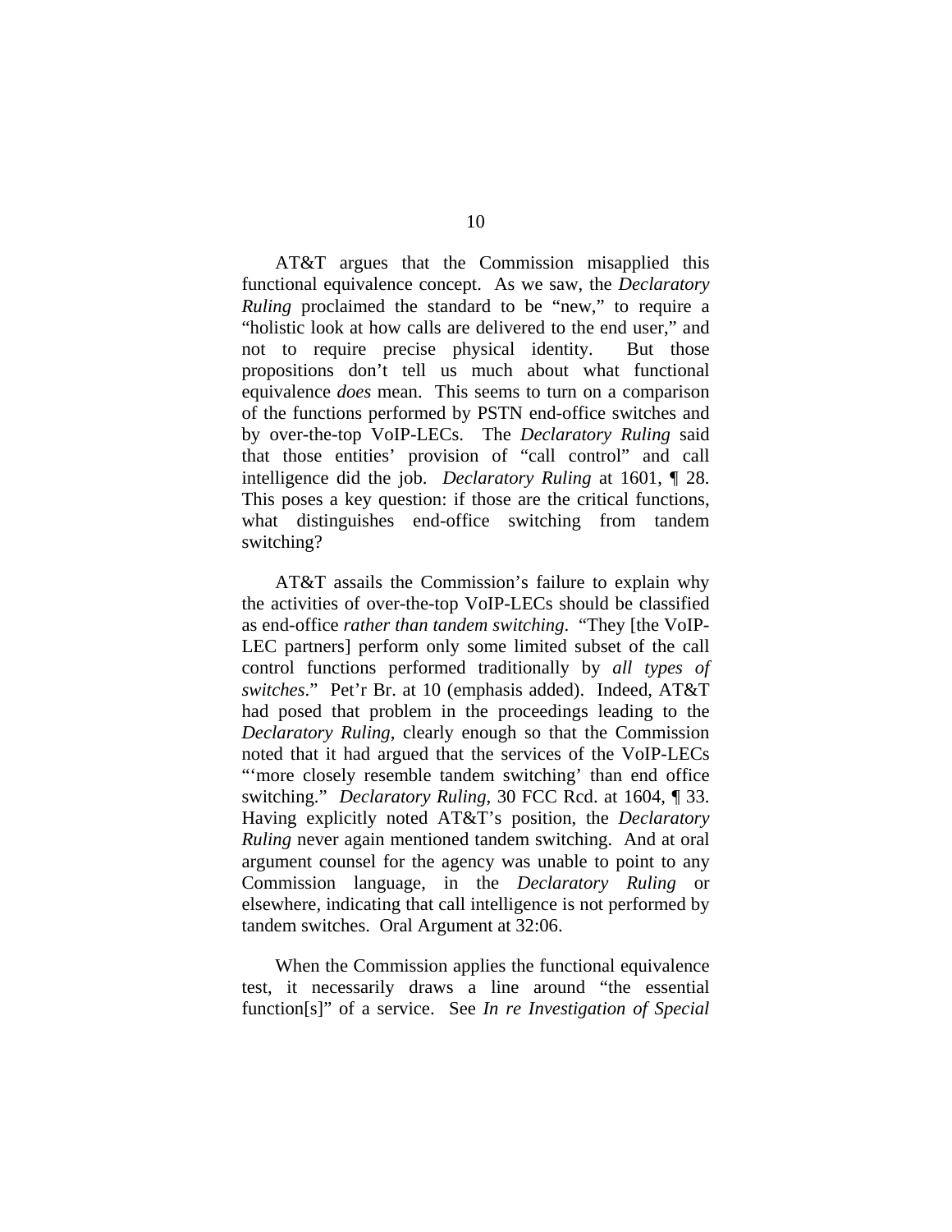AT&T argues that the Commission misapplied this functional equivalence concept. As we saw, the *Declaratory Ruling* proclaimed the standard to be "new," to require a "holistic look at how calls are delivered to the end user," and not to require precise physical identity. But those propositions don't tell us much about what functional equivalence *does* mean. This seems to turn on a comparison of the functions performed by PSTN end-office switches and by over-the-top VoIP-LECs. The *Declaratory Ruling* said that those entities' provision of "call control" and call intelligence did the job. *Declaratory Ruling* at 1601, ¶ 28. This poses a key question: if those are the critical functions, what distinguishes end-office switching from tandem switching?

AT&T assails the Commission's failure to explain why the activities of over-the-top VoIP-LECs should be classified as end-office *rather than tandem switching*. "They [the VoIP-LEC partners] perform only some limited subset of the call control functions performed traditionally by *all types of switches*." Pet'r Br. at 10 (emphasis added). Indeed, AT&T had posed that problem in the proceedings leading to the *Declaratory Ruling*, clearly enough so that the Commission noted that it had argued that the services of the VoIP-LECs "'more closely resemble tandem switching' than end office switching." *Declaratory Ruling*, 30 FCC Rcd. at 1604, ¶ 33. Having explicitly noted AT&T's position, the *Declaratory Ruling* never again mentioned tandem switching. And at oral argument counsel for the agency was unable to point to any Commission language, in the *Declaratory Ruling* or elsewhere, indicating that call intelligence is not performed by tandem switches. Oral Argument at 32:06.

When the Commission applies the functional equivalence test, it necessarily draws a line around "the essential function[s]" of a service. See *In re Investigation of Special*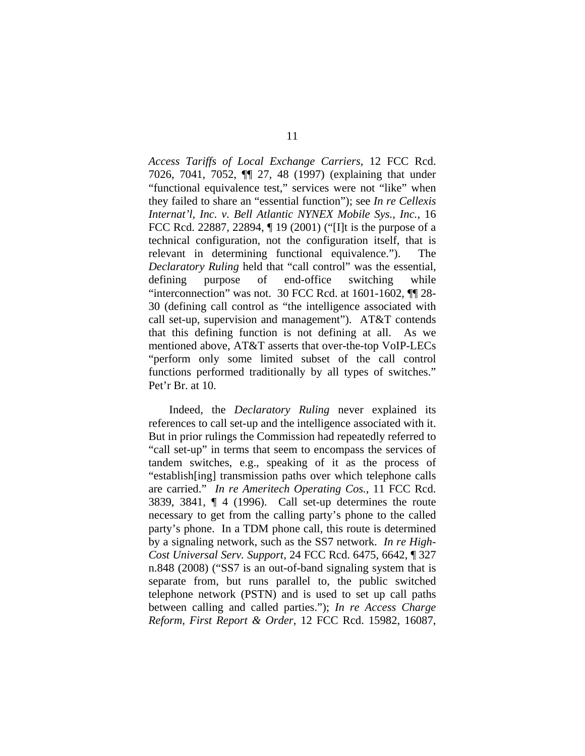*Access Tariffs of Local Exchange Carriers*, 12 FCC Rcd. 7026, 7041, 7052, ¶¶ 27, 48 (1997) (explaining that under "functional equivalence test," services were not "like" when they failed to share an "essential function"); see *In re Cellexis Internat'l, Inc. v. Bell Atlantic NYNEX Mobile Sys., Inc.*, 16 FCC Rcd. 22887, 22894, ¶ 19 (2001) ("[I]t is the purpose of a technical configuration, not the configuration itself, that is relevant in determining functional equivalence."). The *Declaratory Ruling* held that "call control" was the essential, defining purpose of end-office switching while "interconnection" was not. 30 FCC Rcd. at 1601-1602, ¶¶ 28-30 (defining call control as "the intelligence associated with call set-up, supervision and management"). AT&T contends that this defining function is not defining at all. As we mentioned above, AT&T asserts that over-the-top VoIP-LECs "perform only some limited subset of the call control functions performed traditionally by all types of switches." Pet'r Br. at 10.

Indeed, the *Declaratory Ruling* never explained its references to call set-up and the intelligence associated with it. But in prior rulings the Commission had repeatedly referred to "call set-up" in terms that seem to encompass the services of tandem switches, e.g., speaking of it as the process of "establish[ing] transmission paths over which telephone calls are carried." *In re Ameritech Operating Cos.*, 11 FCC Rcd. 3839, 3841, ¶ 4 (1996). Call set-up determines the route necessary to get from the calling party's phone to the called party's phone. In a TDM phone call, this route is determined by a signaling network, such as the SS7 network. *In re High-Cost Universal Serv. Support*, 24 FCC Rcd. 6475, 6642, ¶ 327 n.848 (2008) ("SS7 is an out-of-band signaling system that is separate from, but runs parallel to, the public switched telephone network (PSTN) and is used to set up call paths between calling and called parties."); *In re Access Charge Reform, First Report & Order*, 12 FCC Rcd. 15982, 16087,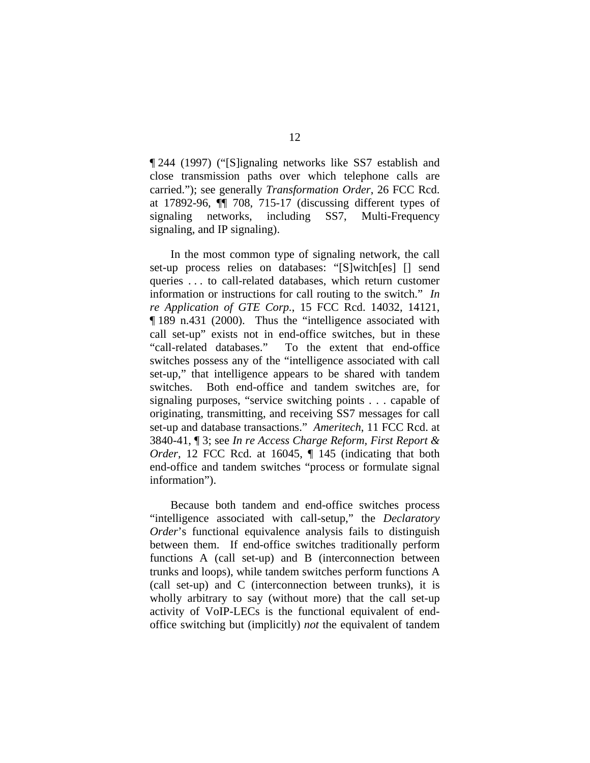¶ 244 (1997) ("[S]ignaling networks like SS7 establish and close transmission paths over which telephone calls are carried."); see generally *Transformation Order*, 26 FCC Rcd. at 17892-96, ¶¶ 708, 715-17 (discussing different types of signaling networks, including SS7, Multi-Frequency signaling, and IP signaling).

In the most common type of signaling network, the call set-up process relies on databases: "[S]witch[es] [] send queries . . . to call-related databases, which return customer information or instructions for call routing to the switch." *In re Application of GTE Corp.*, 15 FCC Rcd. 14032, 14121, ¶ 189 n.431 (2000). Thus the "intelligence associated with call set-up" exists not in end-office switches, but in these "call-related databases." To the extent that end-office switches possess any of the "intelligence associated with call set-up," that intelligence appears to be shared with tandem switches. Both end-office and tandem switches are, for signaling purposes, "service switching points . . . capable of originating, transmitting, and receiving SS7 messages for call set-up and database transactions." *Ameritech*, 11 FCC Rcd. at 3840-41, ¶ 3; see *In re Access Charge Reform, First Report & Order*, 12 FCC Rcd. at 16045, ¶ 145 (indicating that both end-office and tandem switches "process or formulate signal information").

Because both tandem and end-office switches process "intelligence associated with call-setup," the *Declaratory Order*'s functional equivalence analysis fails to distinguish between them. If end-office switches traditionally perform functions A (call set-up) and B (interconnection between trunks and loops), while tandem switches perform functions A (call set-up) and C (interconnection between trunks), it is wholly arbitrary to say (without more) that the call set-up activity of VoIP-LECs is the functional equivalent of end-office switching but (implicitly) *not* the equivalent of tandem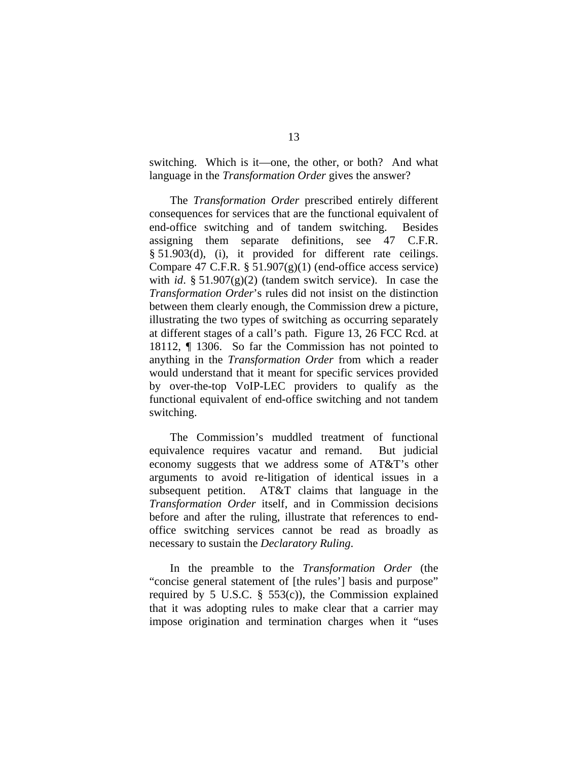switching. Which is it—one, the other, or both? And what language in the *Transformation Order* gives the answer?

The *Transformation Order* prescribed entirely different consequences for services that are the functional equivalent of end-office switching and of tandem switching. Besides assigning them separate definitions, see 47 C.F.R. § 51.903(d), (i), it provided for different rate ceilings. Compare 47 C.F.R. § 51.907(g)(1) (end-office access service) with *id*. § 51.907(g)(2) (tandem switch service). In case the *Transformation Order*'s rules did not insist on the distinction between them clearly enough, the Commission drew a picture, illustrating the two types of switching as occurring separately at different stages of a call's path. Figure 13, 26 FCC Rcd. at 18112, ¶ 1306. So far the Commission has not pointed to anything in the *Transformation Order* from which a reader would understand that it meant for specific services provided by over-the-top VoIP-LEC providers to qualify as the functional equivalent of end-office switching and not tandem switching.

The Commission's muddled treatment of functional equivalence requires vacatur and remand. But judicial economy suggests that we address some of AT&T's other arguments to avoid re-litigation of identical issues in a subsequent petition. AT&T claims that language in the *Transformation Order* itself, and in Commission decisions before and after the ruling, illustrate that references to end-office switching services cannot be read as broadly as necessary to sustain the *Declaratory Ruling*.

In the preamble to the *Transformation Order* (the "concise general statement of [the rules'] basis and purpose" required by 5 U.S.C. § 553(c)), the Commission explained that it was adopting rules to make clear that a carrier may impose origination and termination charges when it "uses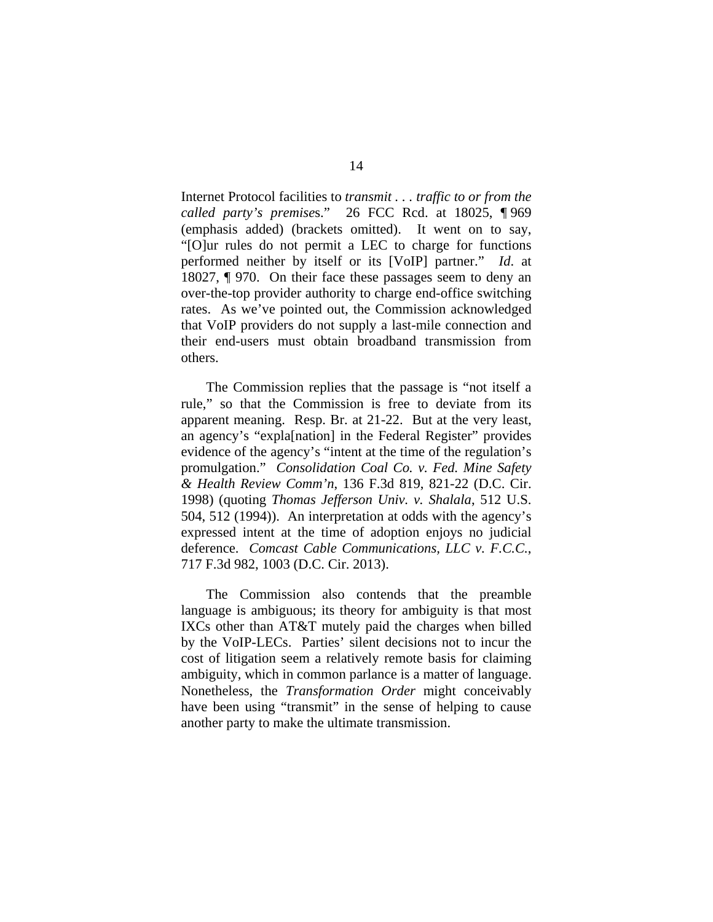Internet Protocol facilities to *transmit . . . traffic to or from the called party's premises*." 26 FCC Rcd. at 18025, ¶ 969 (emphasis added) (brackets omitted). It went on to say, "[O]ur rules do not permit a LEC to charge for functions performed neither by itself or its [VoIP] partner." *Id*. at 18027, ¶ 970. On their face these passages seem to deny an over-the-top provider authority to charge end-office switching rates. As we've pointed out, the Commission acknowledged that VoIP providers do not supply a last-mile connection and their end-users must obtain broadband transmission from others.

The Commission replies that the passage is "not itself a rule," so that the Commission is free to deviate from its apparent meaning. Resp. Br. at 21-22. But at the very least, an agency's "expla[nation] in the Federal Register" provides evidence of the agency's "intent at the time of the regulation's promulgation." *Consolidation Coal Co. v. Fed. Mine Safety & Health Review Comm'n*, 136 F.3d 819, 821-22 (D.C. Cir. 1998) (quoting *Thomas Jefferson Univ. v. Shalala*, 512 U.S. 504, 512 (1994)). An interpretation at odds with the agency's expressed intent at the time of adoption enjoys no judicial deference. *Comcast Cable Communications, LLC v. F.C.C.*, 717 F.3d 982, 1003 (D.C. Cir. 2013).

The Commission also contends that the preamble language is ambiguous; its theory for ambiguity is that most IXCs other than AT&T mutely paid the charges when billed by the VoIP-LECs. Parties' silent decisions not to incur the cost of litigation seem a relatively remote basis for claiming ambiguity, which in common parlance is a matter of language. Nonetheless, the *Transformation Order* might conceivably have been using "transmit" in the sense of helping to cause another party to make the ultimate transmission.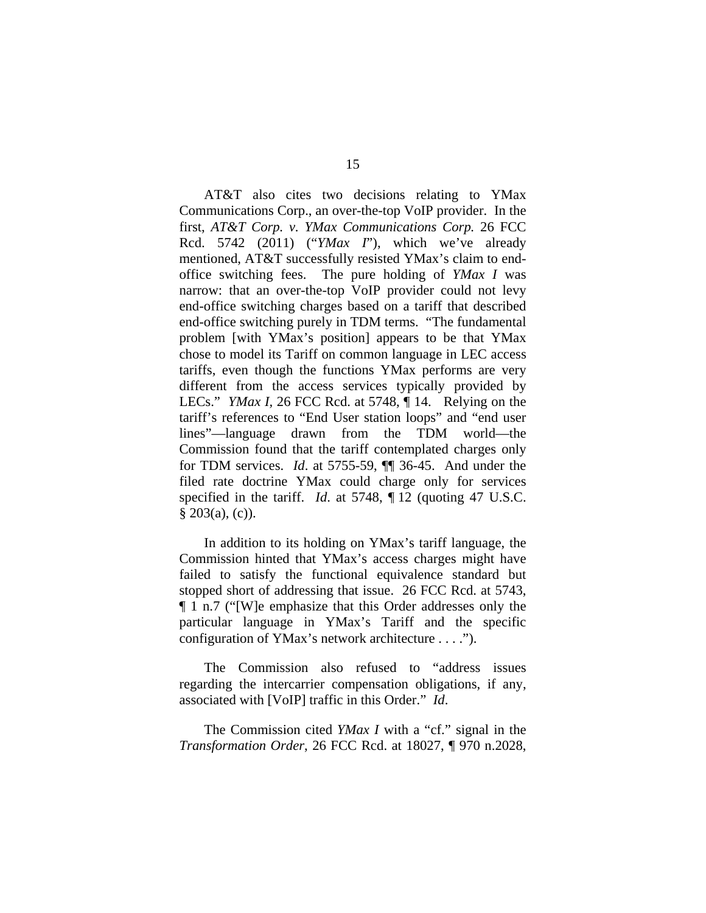AT&T also cites two decisions relating to YMax Communications Corp., an over-the-top VoIP provider. In the first, *AT&T Corp. v. YMax Communications Corp.* 26 FCC Rcd. 5742 (2011) ("*YMax I*"), which we've already mentioned, AT&T successfully resisted YMax's claim to end-office switching fees. The pure holding of *YMax I* was narrow: that an over-the-top VoIP provider could not levy end-office switching charges based on a tariff that described end-office switching purely in TDM terms. "The fundamental problem [with YMax's position] appears to be that YMax chose to model its Tariff on common language in LEC access tariffs, even though the functions YMax performs are very different from the access services typically provided by LECs." *YMax I*, 26 FCC Rcd. at 5748, ¶ 14. Relying on the tariff's references to "End User station loops" and "end user lines"—language drawn from the TDM world—the Commission found that the tariff contemplated charges only for TDM services. *Id*. at 5755-59, ¶¶ 36-45. And under the filed rate doctrine YMax could charge only for services specified in the tariff. *Id*. at 5748, ¶ 12 (quoting 47 U.S.C. § 203(a), (c)).

In addition to its holding on YMax's tariff language, the Commission hinted that YMax's access charges might have failed to satisfy the functional equivalence standard but stopped short of addressing that issue. 26 FCC Rcd. at 5743, ¶ 1 n.7 ("[W]e emphasize that this Order addresses only the particular language in YMax's Tariff and the specific configuration of YMax's network architecture . . . .").

The Commission also refused to "address issues regarding the intercarrier compensation obligations, if any, associated with [VoIP] traffic in this Order." *Id*.

The Commission cited *YMax I* with a "cf." signal in the *Transformation Order*, 26 FCC Rcd. at 18027, ¶ 970 n.2028,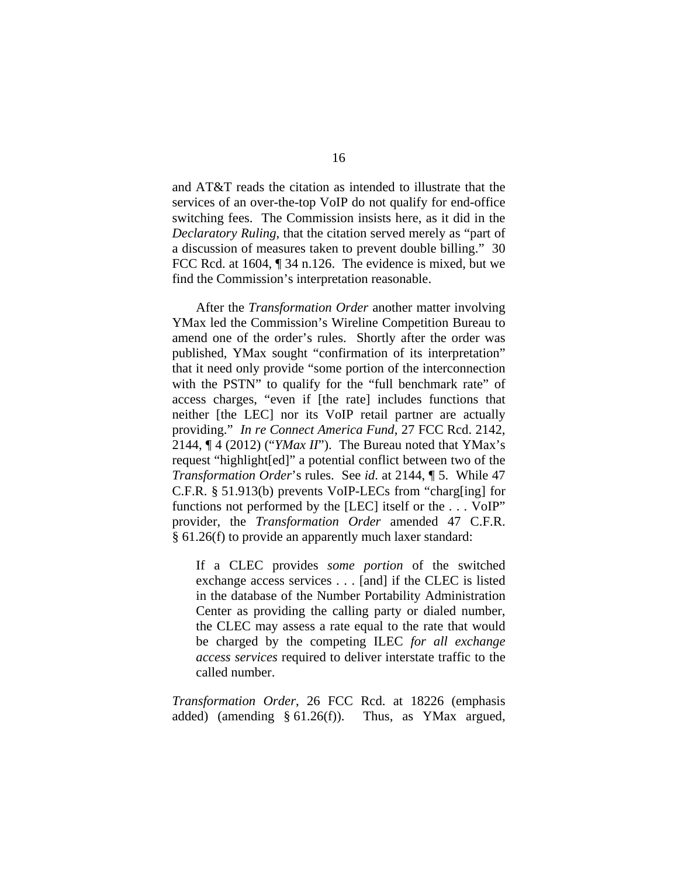and AT&T reads the citation as intended to illustrate that the services of an over-the-top VoIP do not qualify for end-office switching fees. The Commission insists here, as it did in the *Declaratory Ruling*, that the citation served merely as "part of a discussion of measures taken to prevent double billing." 30 FCC Rcd. at 1604, ¶ 34 n.126. The evidence is mixed, but we find the Commission's interpretation reasonable.

After the *Transformation Order* another matter involving YMax led the Commission's Wireline Competition Bureau to amend one of the order's rules. Shortly after the order was published, YMax sought "confirmation of its interpretation" that it need only provide "some portion of the interconnection with the PSTN" to qualify for the "full benchmark rate" of access charges, "even if [the rate] includes functions that neither [the LEC] nor its VoIP retail partner are actually providing." *In re Connect America Fund*, 27 FCC Rcd. 2142, 2144, ¶ 4 (2012) ("*YMax II*"). The Bureau noted that YMax's request "highlight[ed]" a potential conflict between two of the *Transformation Order*'s rules. See *id*. at 2144, ¶ 5. While 47 C.F.R. § 51.913(b) prevents VoIP-LECs from "charg[ing] for functions not performed by the [LEC] itself or the . . . VoIP" provider, the *Transformation Order* amended 47 C.F.R. § 61.26(f) to provide an apparently much laxer standard:

> If a CLEC provides *some portion* of the switched exchange access services . . . [and] if the CLEC is listed in the database of the Number Portability Administration Center as providing the calling party or dialed number, the CLEC may assess a rate equal to the rate that would be charged by the competing ILEC *for all exchange access services* required to deliver interstate traffic to the called number.

*Transformation Order*, 26 FCC Rcd. at 18226 (emphasis added) (amending § 61.26(f)). Thus, as YMax argued,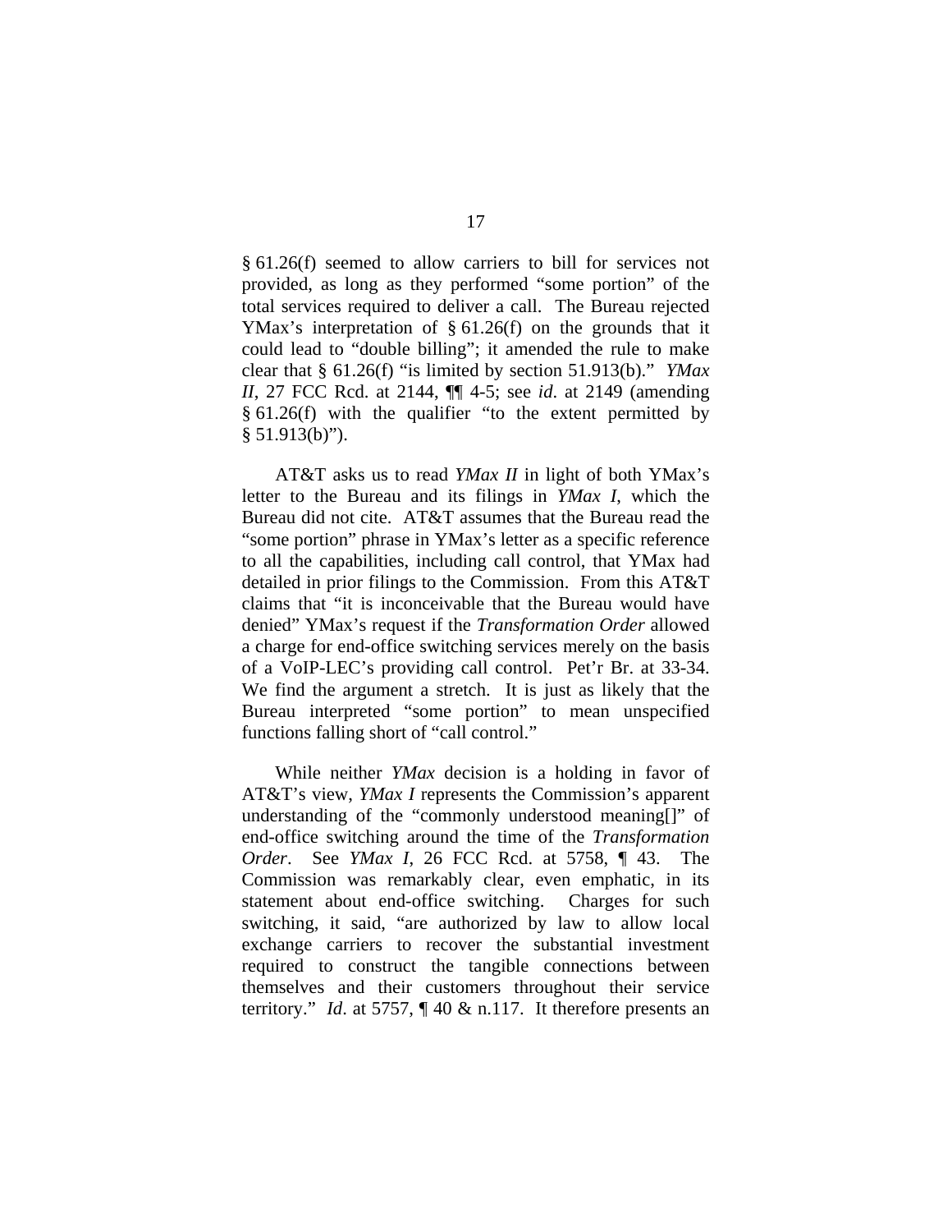§ 61.26(f) seemed to allow carriers to bill for services not provided, as long as they performed "some portion" of the total services required to deliver a call. The Bureau rejected YMax's interpretation of § 61.26(f) on the grounds that it could lead to "double billing"; it amended the rule to make clear that § 61.26(f) "is limited by section 51.913(b)." *YMax II*, 27 FCC Rcd. at 2144, ¶¶ 4-5; see *id*. at 2149 (amending § 61.26(f) with the qualifier "to the extent permitted by § 51.913(b)").

AT&T asks us to read *YMax II* in light of both YMax's letter to the Bureau and its filings in *YMax I*, which the Bureau did not cite. AT&T assumes that the Bureau read the "some portion" phrase in YMax's letter as a specific reference to all the capabilities, including call control, that YMax had detailed in prior filings to the Commission. From this AT&T claims that "it is inconceivable that the Bureau would have denied" YMax's request if the *Transformation Order* allowed a charge for end-office switching services merely on the basis of a VoIP-LEC's providing call control. Pet'r Br. at 33-34. We find the argument a stretch. It is just as likely that the Bureau interpreted "some portion" to mean unspecified functions falling short of "call control."

While neither *YMax* decision is a holding in favor of AT&T's view, *YMax I* represents the Commission's apparent understanding of the "commonly understood meaning[]" of end-office switching around the time of the *Transformation Order*. See *YMax I*, 26 FCC Rcd. at 5758, ¶ 43. The Commission was remarkably clear, even emphatic, in its statement about end-office switching. Charges for such switching, it said, "are authorized by law to allow local exchange carriers to recover the substantial investment required to construct the tangible connections between themselves and their customers throughout their service territory." *Id*. at 5757, ¶ 40 & n.117. It therefore presents an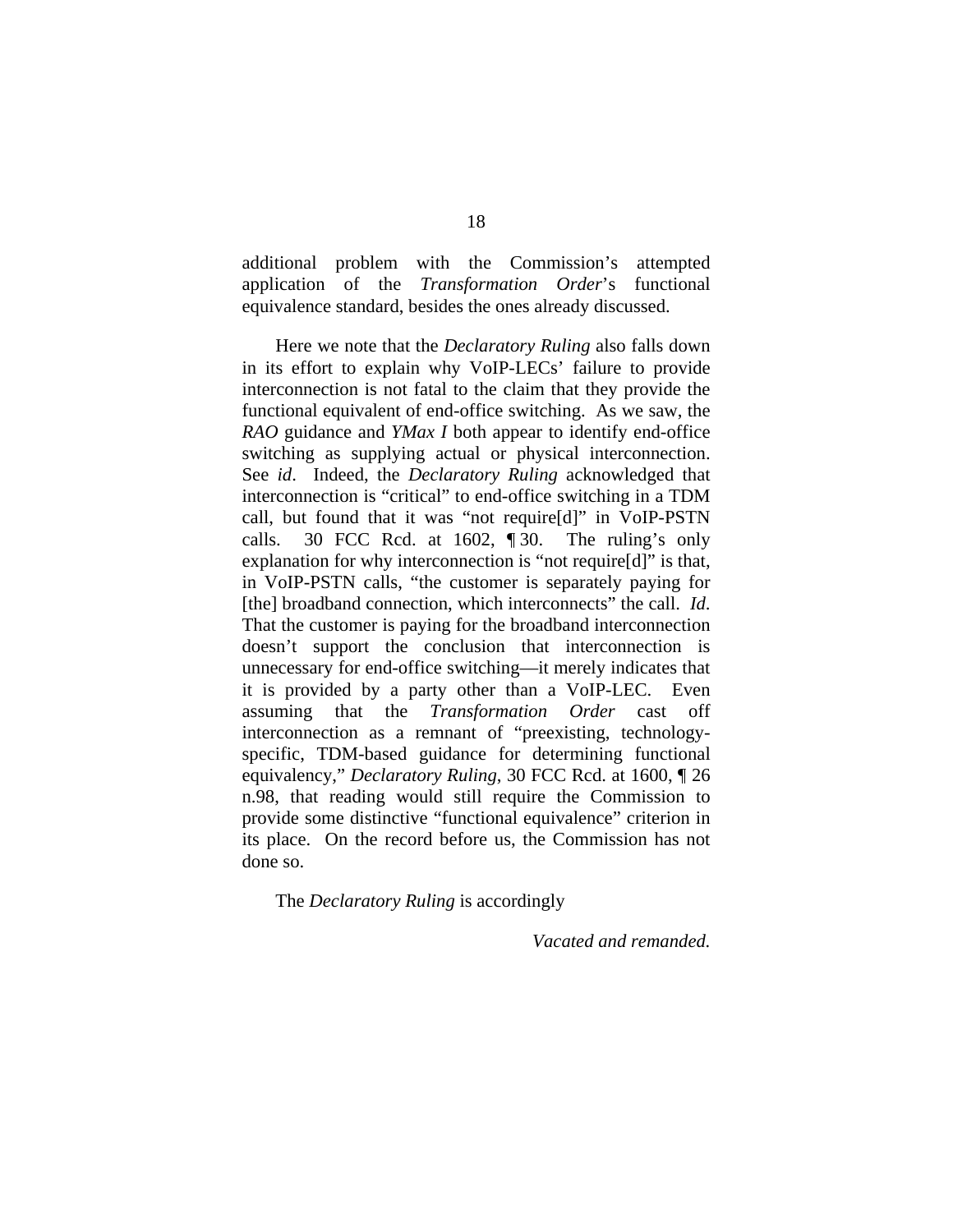additional problem with the Commission's attempted application of the *Transformation Order*'s functional equivalence standard, besides the ones already discussed.

Here we note that the *Declaratory Ruling* also falls down in its effort to explain why VoIP-LECs' failure to provide interconnection is not fatal to the claim that they provide the functional equivalent of end-office switching. As we saw, the *RAO* guidance and *YMax I* both appear to identify end-office switching as supplying actual or physical interconnection. See *id*. Indeed, the *Declaratory Ruling* acknowledged that interconnection is "critical" to end-office switching in a TDM call, but found that it was "not require[d]" in VoIP-PSTN calls. 30 FCC Rcd. at 1602, ¶ 30. The ruling's only explanation for why interconnection is "not require[d]" is that, in VoIP-PSTN calls, "the customer is separately paying for [the] broadband connection, which interconnects" the call. *Id*. That the customer is paying for the broadband interconnection doesn't support the conclusion that interconnection is unnecessary for end-office switching—it merely indicates that it is provided by a party other than a VoIP-LEC. Even assuming that the *Transformation Order* cast off interconnection as a remnant of "preexisting, technology-specific, TDM-based guidance for determining functional equivalency," *Declaratory Ruling*, 30 FCC Rcd. at 1600, ¶ 26 n.98, that reading would still require the Commission to provide some distinctive "functional equivalence" criterion in its place. On the record before us, the Commission has not done so.

The *Declaratory Ruling* is accordingly

*Vacated and remanded.*